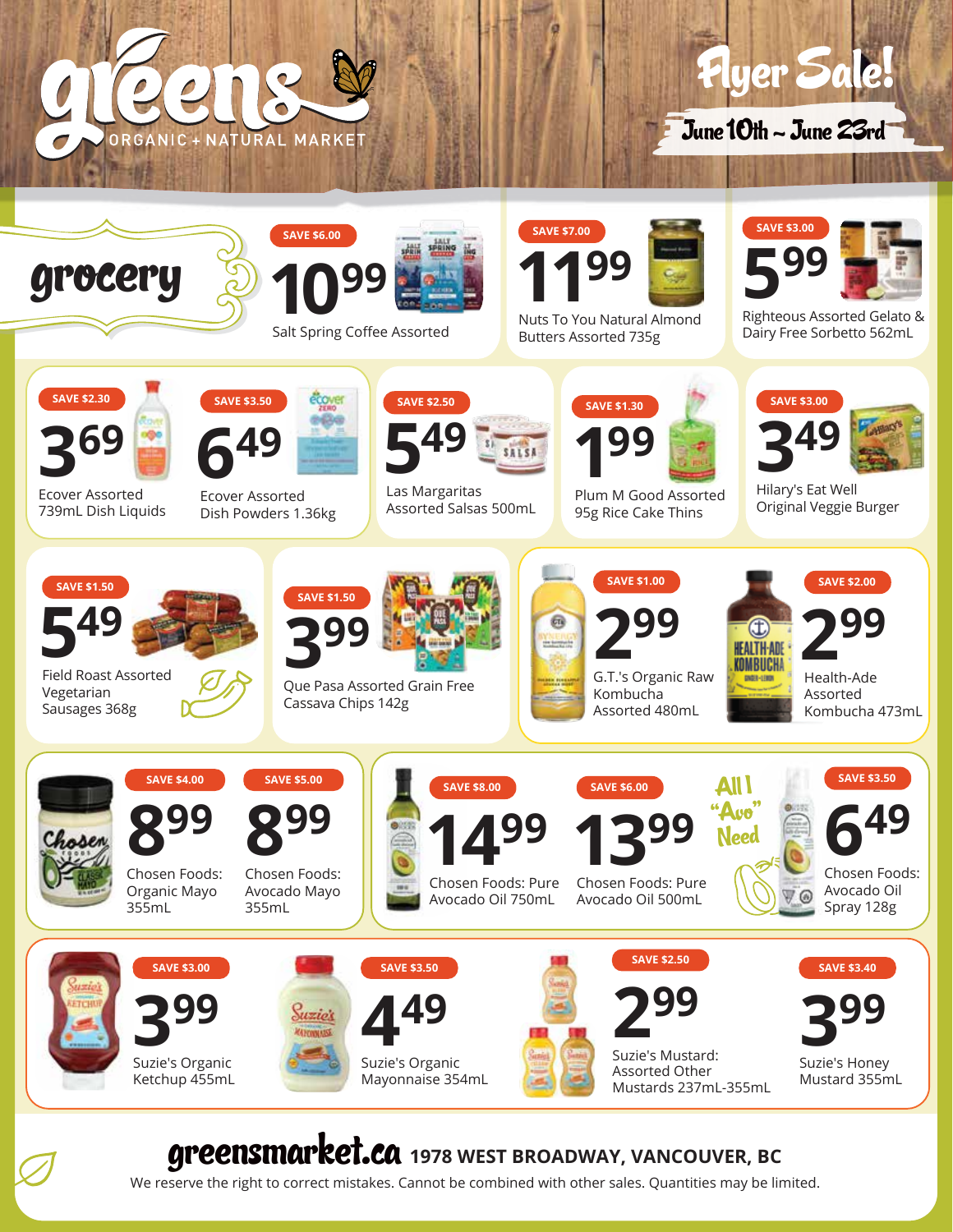# greens

ORGANIC + NATURAL MARKET

## Flyer Sale!

**June 10th ~ June 23rd**

## grocery

- **SAVE $6.00** — **10.99** — Salt Spring Coffee Assorted
- **SAVE $7.00** — **11.99** — Nuts To You Natural Almond Butters Assorted 735g
- **SAVE $3.00** — **5.99** — Righteous Assorted Gelato & Dairy Free Sorbetto 562mL
- **SAVE $2.30** — **3.69** — Ecover Assorted 739mL Dish Liquids
- **SAVE $3.50** — **6.49** — Ecover Assorted Dish Powders 1.36kg
- **SAVE $2.50** — **5.49** — Las Margaritas Assorted Salsas 500mL
- **SAVE $1.30** — **1.99** — Plum M Good Assorted 95g Rice Cake Thins
- **SAVE $3.00** — **3.49** — Hilary's Eat Well Original Veggie Burger
- **SAVE $1.50** — **5.49** — Field Roast Assorted Vegetarian Sausages 368g
- **SAVE $1.50** — **3.99** — Que Pasa Assorted Grain Free Cassava Chips 142g
- **SAVE $1.00** — **2.99** — G.T.'s Organic Raw Kombucha Assorted 480mL
- **SAVE $2.00** — **2.99** — Health-Ade Assorted Kombucha 473mL
- **SAVE $4.00** — **8.99** — Chosen Foods: Organic Mayo 355mL
- **SAVE $5.00** — **8.99** — Chosen Foods: Avocado Mayo 355mL

**All I "Avo" Need**

- **SAVE $8.00** — **14.99** — Chosen Foods: Pure Avocado Oil 750mL
- **SAVE $6.00** — **13.99** — Chosen Foods: Pure Avocado Oil 500mL
- **SAVE $3.50** — **6.49** — Chosen Foods: Avocado Oil Spray 128g
- **SAVE $3.00** — **3.99** — Suzie's Organic Ketchup 455mL
- **SAVE $3.50** — **4.49** — Suzie's Organic Mayonnaise 354mL
- **SAVE $2.50** — **2.99** — Suzie's Mustard: Assorted Other Mustards 237mL-355mL
- **SAVE $3.40** — **3.99** — Suzie's Honey Mustard 355mL

**greensmarket.ca** 1978 WEST BROADWAY, VANCOUVER, BC

We reserve the right to correct mistakes. Cannot be combined with other sales. Quantities may be limited.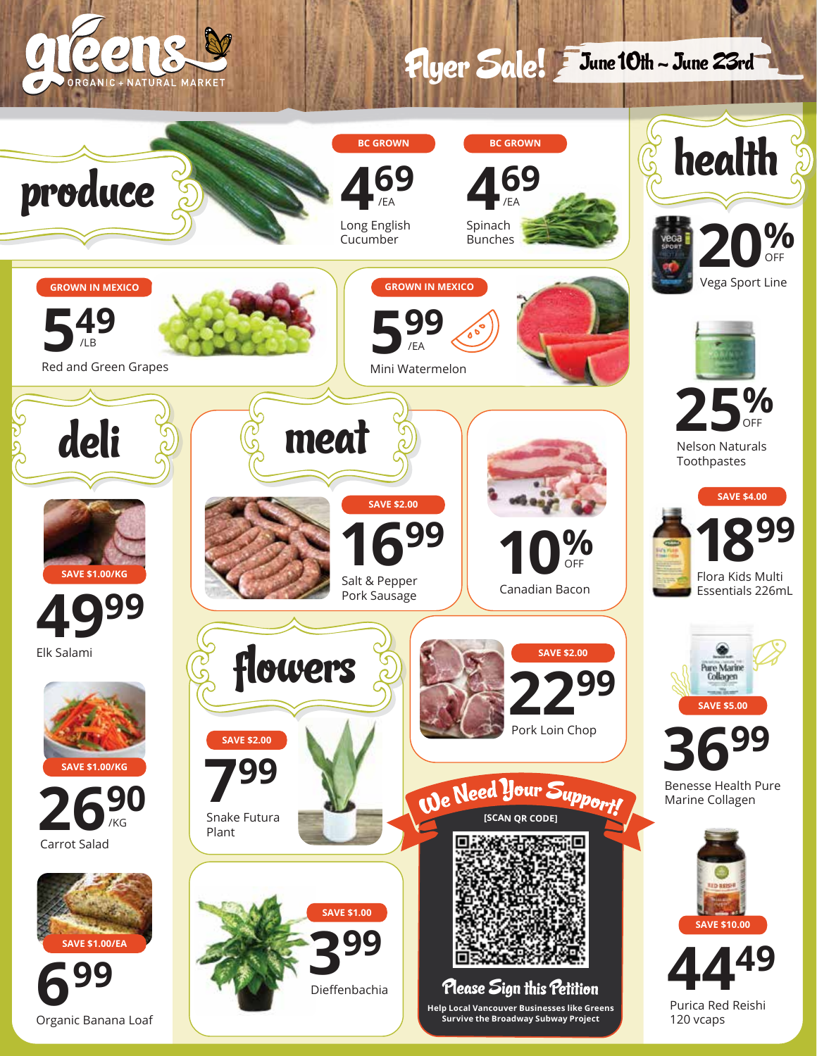# greens ORGANIC + NATURAL MARKET

## Flyer Sale! June 10th ~ June 23rd

## produce

BC GROWN
4.69 /EA
Long English Cucumber

BC GROWN
4.69 /EA
Spinach Bunches

GROWN IN MEXICO
5.49 /LB
Red and Green Grapes

GROWN IN MEXICO
5.99 /EA
Mini Watermelon

## deli

SAVE $1.00/KG
49.99
Elk Salami

SAVE $1.00/KG
26.90 /KG
Carrot Salad

SAVE $1.00/EA
6.99
Organic Banana Loaf

## meat

SAVE $2.00
16.99
Salt & Pepper Pork Sausage

10% OFF
Canadian Bacon

SAVE $2.00
22.99
Pork Loin Chop

## flowers

SAVE $2.00
7.99
Snake Futura Plant

SAVE $1.00
3.99
Dieffenbachia

## We Need Your Support!

[SCAN QR CODE]

**Please Sign this Petition**

Help Local Vancouver Businesses like Greens Survive the Broadway Subway Project

## health

20% OFF
Vega Sport Line

25% OFF
Nelson Naturals Toothpastes

SAVE $4.00
18.99
Flora Kids Multi Essentials 226mL

SAVE $5.00
36.99
Benesse Health Pure Marine Collagen

SAVE $10.00
44.49
Purica Red Reishi 120 vcaps